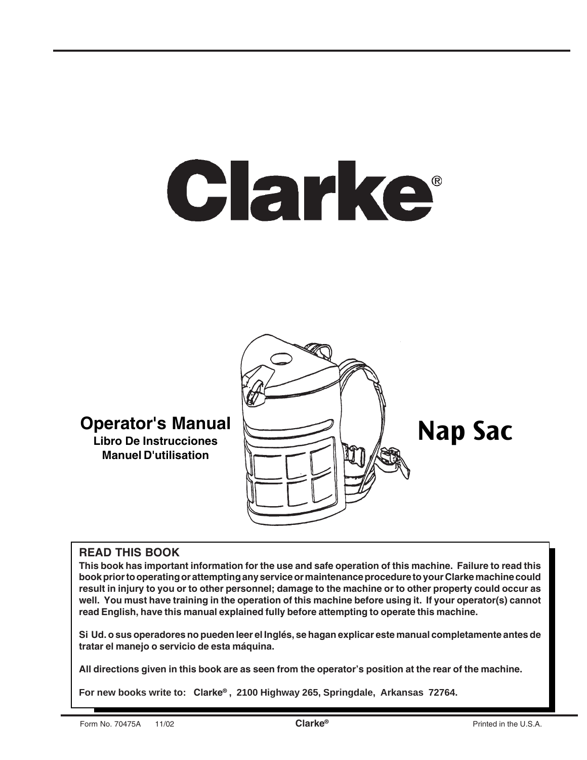# Clarke®

## Operator's Manual

**Libro De Instrucciones**

**Manuel D'utilisation**

# Nap Sac

**READ THIS BOOK**

**This book has important information for the use and safe operation of this machine. Failure to read this book prior to operating or attempting any service or maintenance procedure to your Clarke machine could result in injury to you or to other personnel; damage to the machine or to other property could occur as well. You must have training in the operation of this machine before using it. If your operator(s) cannot read English, have this manual explained fully before attempting to operate this machine.**

**Si Ud. o sus operadores no pueden leer el Inglés, se hagan explicar este manual completamente antes de tratar el manejo o servicio de esta máquina.**

**All directions given in this book are as seen from the operator's position at the rear of the machine.**

**For new books write to: Clarke®, 2100 Highway 265, Springdale, Arkansas 72764.**

Form No. 70475A 11/02 **Clarke®** Printed in the U.S.A.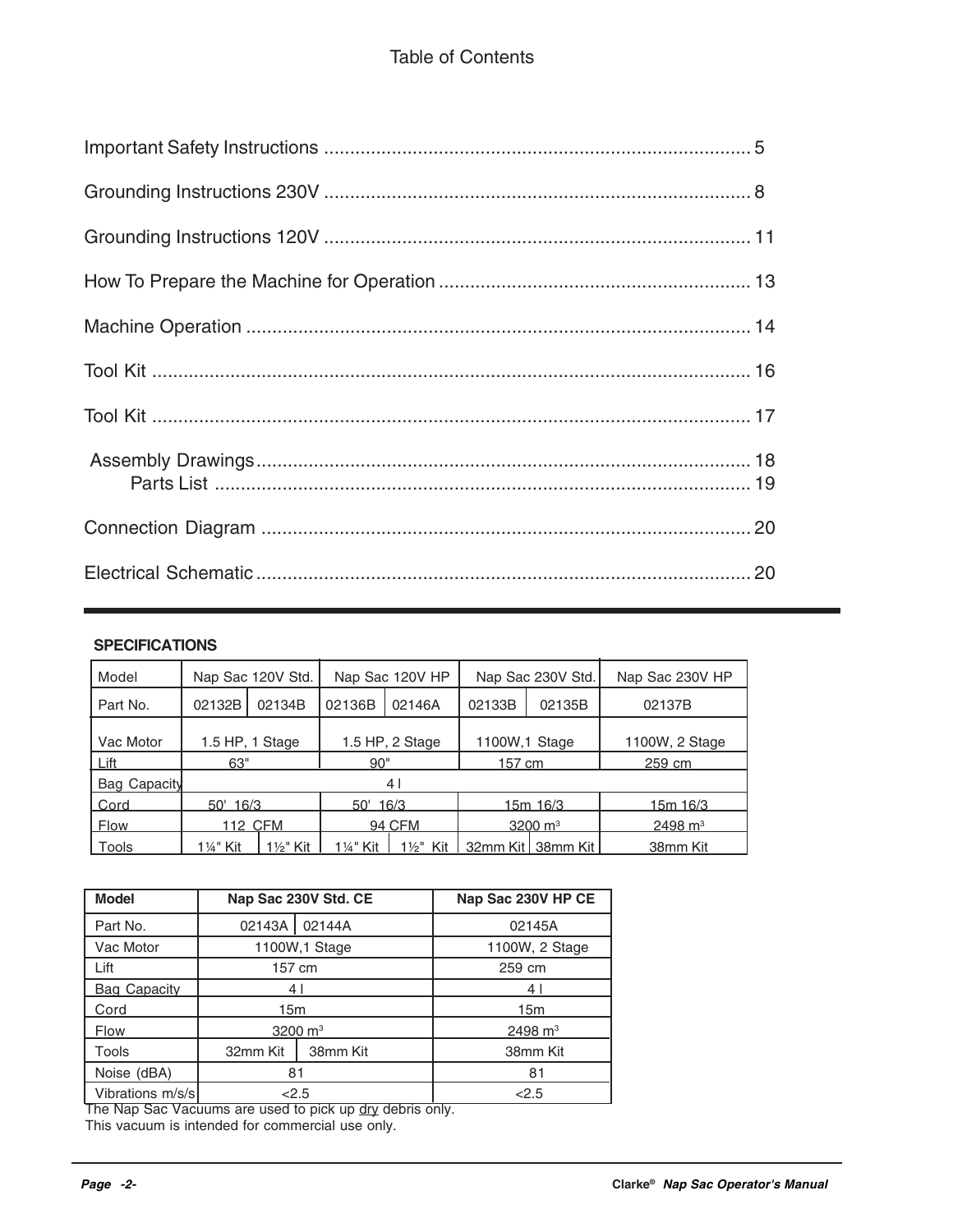# Table of Contents

Important Safety Instructions .................................................................................. 5

Grounding Instructions 230V .................................................................................. 8

Grounding Instructions 120V .................................................................................. 11

How To Prepare the Machine for Operation ........................................................... 13

Machine Operation ................................................................................................. 14

Tool Kit ................................................................................................................... 16

Tool Kit ................................................................................................................... 17

Assembly Drawings ................................................................................................ 18
  Parts List ............................................................................................................ 19

Connection Diagram ............................................................................................... 20

Electrical Schematic ............................................................................................... 20

**SPECIFICATIONS**

| Model | Nap Sac 120V Std. | | Nap Sac 120V HP | | Nap Sac 230V Std. | | Nap Sac 230V HP |
|---|---|---|---|---|---|---|---|
| Part No. | 02132B | 02134B | 02136B | 02146A | 02133B | 02135B | 02137B |
| Vac Motor | 1.5 HP, 1 Stage | | 1.5 HP, 2 Stage | | 1100W,1 Stage | | 1100W, 2 Stage |
| Lift | 63" | | 90" | | 157 cm | | 259 cm |
| Bag Capacity | 4 l | | | | | | |
| Cord | 50' 16/3 | | 50' 16/3 | | 15m 16/3 | | 15m 16/3 |
| Flow | 112 CFM | | 94 CFM | | 3200 $m^3$ | | 2498 $m^3$ |
| Tools | 1¼" Kit | 1½" Kit | 1¼" Kit | 1½" Kit | 32mm Kit | 38mm Kit | 38mm Kit |

| Model | Nap Sac 230V Std. CE | | Nap Sac 230V HP CE |
|---|---|---|---|
| Part No. | 02143A | 02144A | 02145A |
| Vac Motor | 1100W,1 Stage | | 1100W, 2 Stage |
| Lift | 157 cm | | 259 cm |
| Bag Capacity | 4 l | | 4 l |
| Cord | 15m | | 15m |
| Flow | 3200 $m^3$ | | 2498 $m^3$ |
| Tools | 32mm Kit | 38mm Kit | 38mm Kit |
| Noise (dBA) | 81 | | 81 |
| Vibrations m/s/s | <2.5 | | <2.5 |

The Nap Sac Vacuums are used to pick up dry debris only.
This vacuum is intended for commercial use only.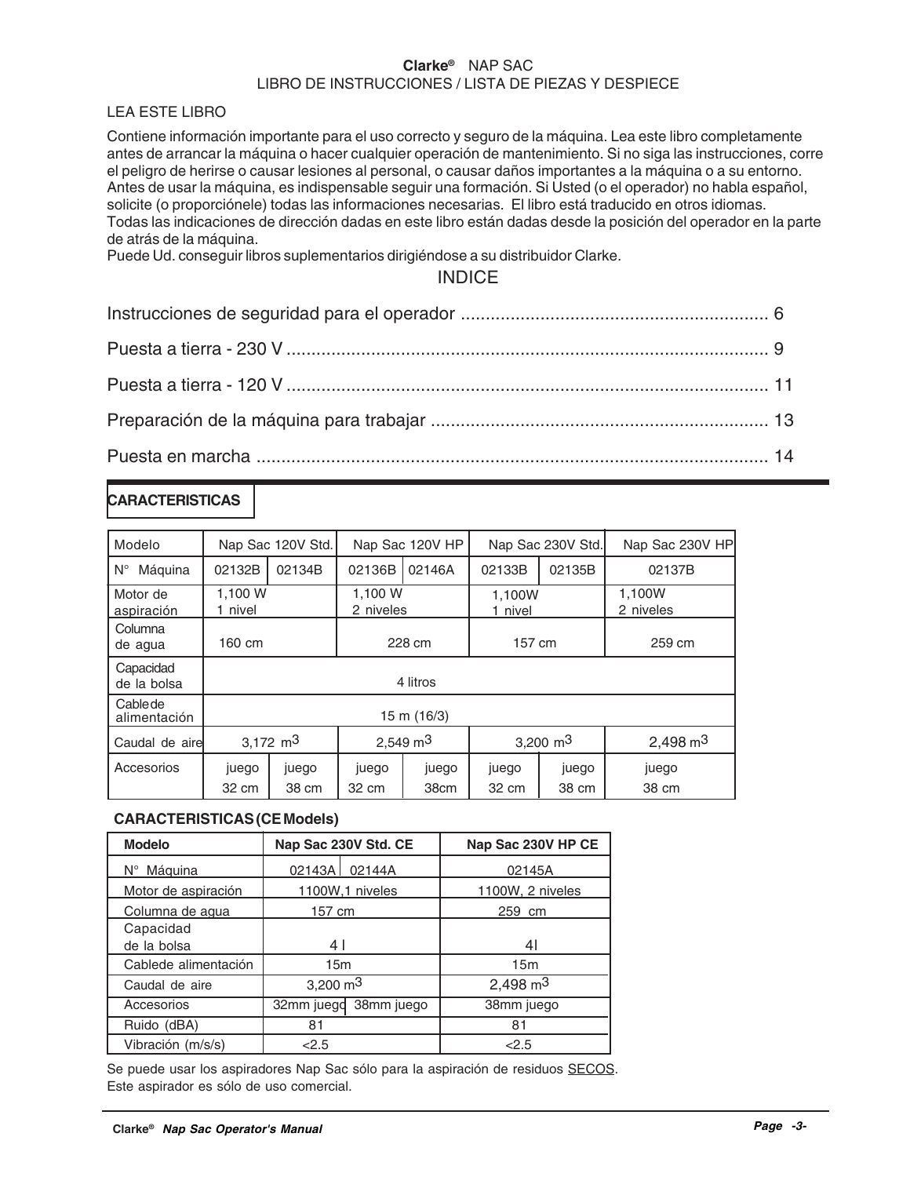**Clarke®** NAP SAC
LIBRO DE INSTRUCCIONES / LISTA DE PIEZAS Y DESPIECE

LEA ESTE LIBRO

Contiene información importante para el uso correcto y seguro de la máquina. Lea este libro completamente antes de arrancar la máquina o hacer cualquier operación de mantenimiento. Si no siga las instrucciones, corre el peligro de herirse o causar lesiones al personal, o causar daños importantes a la máquina o a su entorno. Antes de usar la máquina, es indispensable seguir una formación. Si Usted (o el operador) no habla español, solicite (o proporciónele) todas las informaciones necesarias. El libro está traducido en otros idiomas.
Todas las indicaciones de dirección dadas en este libro están dadas desde la posición del operador en la parte de atrás de la máquina.
Puede Ud. conseguir libros suplementarios dirigiéndose a su distribuidor Clarke.

## INDICE

Instrucciones de seguridad para el operador ............................................................. 6

Puesta a tierra - 230 V ................................................................................................ 9

Puesta a tierra - 120 V ................................................................................................ 11

Preparación de la máquina para trabajar ................................................................... 13

Puesta en marcha ...................................................................................................... 14

## CARACTERISTICAS

| Modelo | Nap Sac 120V Std. | | Nap Sac 120V HP | | Nap Sac 230V Std. | | Nap Sac 230V HP |
|---|---|---|---|---|---|---|---|
| N° Máquina | 02132B | 02134B | 02136B | 02146A | 02133B | 02135B | 02137B |
| Motor de aspiración | 1,100 W 1 nivel | | 1,100 W 2 niveles | | 1,100W 1 nivel | | 1,100W 2 niveles |
| Columna de agua | 160 cm | | 228 cm | | 157 cm | | 259 cm |
| Capacidad de la bolsa | 4 litros | | | | | | |
| Cable de alimentación | 15 m (16/3) | | | | | | |
| Caudal de aire | 3,172 $m^3$ | | 2,549 $m^3$ | | 3,200 $m^3$ | | 2,498 $m^3$ |
| Accesorios | juego 32 cm | juego 38 cm | juego 32 cm | juego 38cm | juego 32 cm | juego 38 cm | juego 38 cm |

**CARACTERISTICAS (CE Models)**

| Modelo | Nap Sac 230V Std. CE | | Nap Sac 230V HP CE |
|---|---|---|---|
| N° Máquina | 02143A | 02144A | 02145A |
| Motor de aspiración | 1100W,1 niveles | | 1100W, 2 niveles |
| Columna de agua | 157 cm | | 259 cm |
| Capacidad de la bolsa | 4 l | | 4l |
| Cablede alimentación | 15m | | 15m |
| Caudal de aire | 3,200 $m^3$ | | 2,498 $m^3$ |
| Accesorios | 32mm juego | 38mm juego | 38mm juego |
| Ruido (dBA) | 81 | | 81 |
| Vibración (m/s/s) | <2.5 | | <2.5 |

Se puede usar los aspiradores Nap Sac sólo para la aspiración de residuos SECOS.
Este aspirador es sólo de uso comercial.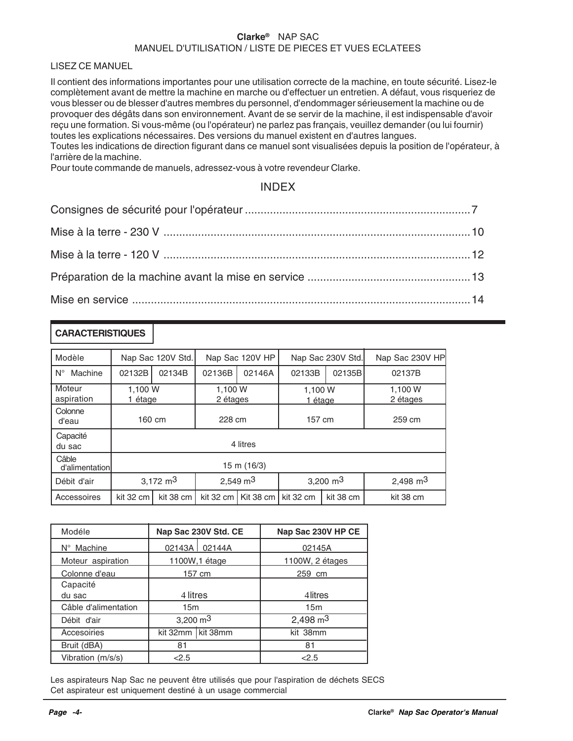**Clarke®** NAP SAC
MANUEL D'UTILISATION / LISTE DE PIECES ET VUES ECLATEES

LISEZ CE MANUEL

Il contient des informations importantes pour une utilisation correcte de la machine, en toute sécurité. Lisez-le complètement avant de mettre la machine en marche ou d'effectuer un entretien. A défaut, vous risqueriez de vous blesser ou de blesser d'autres membres du personnel, d'endommager sérieusement la machine ou de provoquer des dégâts dans son environnement. Avant de se servir de la machine, il est indispensable d'avoir reçu une formation. Si vous-même (ou l'opérateur) ne parlez pas français, veuillez demander (ou lui fournir) toutes les explications nécessaires. Des versions du manuel existent en d'autres langues.
Toutes les indications de direction figurant dans ce manuel sont visualisées depuis la position de l'opérateur, à l'arrière de la machine.
Pour toute commande de manuels, adressez-vous à votre revendeur Clarke.

## INDEX

Consignes de sécurité pour l'opérateur ........................................ 7

Mise à la terre - 230 V ........................................ 10

Mise à la terre - 120 V ........................................ 12

Préparation de la machine avant la mise en service ........................................ 13

Mise en service ........................................ 14

## CARACTERISTIQUES

| Modèle | Nap Sac 120V Std. | | Nap Sac 120V HP | | Nap Sac 230V Std. | | Nap Sac 230V HP |
|---|---|---|---|---|---|---|---|
| N° Machine | 02132B | 02134B | 02136B | 02146A | 02133B | 02135B | 02137B |
| Moteur aspiration | 1,100 W 1 étage | | 1,100 W 2 étages | | 1,100 W 1 étage | | 1,100 W 2 étages |
| Colonne d'eau | 160 cm | | 228 cm | | 157 cm | | 259 cm |
| Capacité du sac | 4 litres | | | | | | |
| Câble d'alimentation | 15 m (16/3) | | | | | | |
| Débit d'air | 3,172 $m^3$ | | 2,549 $m^3$ | | 3,200 $m^3$ | | 2,498 $m^3$ |
| Accessoires | kit 32 cm | kit 38 cm | kit 32 cm | Kit 38 cm | kit 32 cm | kit 38 cm | kit 38 cm |

| Modéle | Nap Sac 230V Std. CE | | Nap Sac 230V HP CE |
|---|---|---|---|
| N° Machine | 02143A | 02144A | 02145A |
| Moteur aspiration | 1100W,1 étage | | 1100W, 2 étages |
| Colonne d'eau | 157 cm | | 259 cm |
| Capacité du sac | 4 litres | | 4litres |
| Câble d'alimentation | 15m | | 15m |
| Débit d'air | 3,200 $m^3$ | | 2,498 $m^3$ |
| Accesoiries | kit 32mm | kit 38mm | kit 38mm |
| Bruit (dBA) | 81 | | 81 |
| Vibration (m/s/s) | <2.5 | | <2.5 |

Les aspirateurs Nap Sac ne peuvent être utilisés que pour l'aspiration de déchets SECS
Cet aspirateur est uniquement destiné à un usage commercial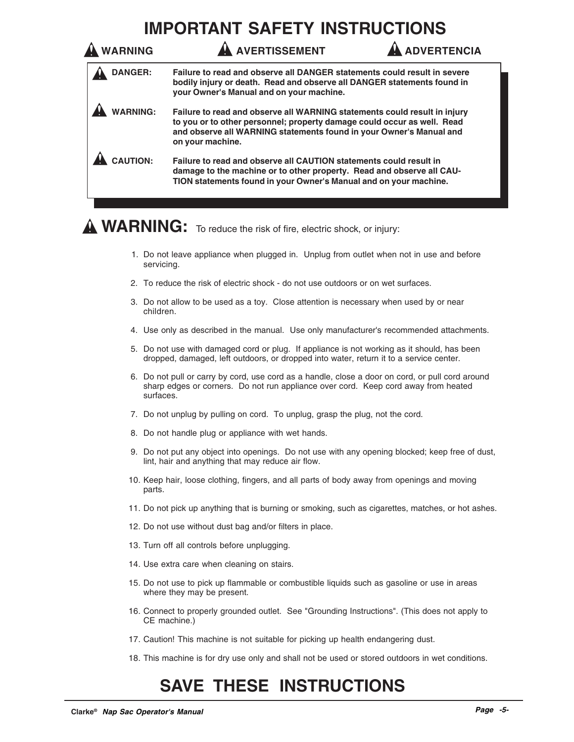# IMPORTANT SAFETY INSTRUCTIONS

**WARNING** **AVERTISSEMENT** **ADVERTENCIA**

**DANGER:** **Failure to read and observe all DANGER statements could result in severe bodily injury or death. Read and observe all DANGER statements found in your Owner's Manual and on your machine.**

**WARNING:** **Failure to read and observe all WARNING statements could result in injury to you or to other personnel; property damage could occur as well. Read and observe all WARNING statements found in your Owner's Manual and on your machine.**

**CAUTION:** **Failure to read and observe all CAUTION statements could result in damage to the machine or to other property. Read and observe all CAUTION statements found in your Owner's Manual and on your machine.**

## WARNING: To reduce the risk of fire, electric shock, or injury:

1. Do not leave appliance when plugged in. Unplug from outlet when not in use and before servicing.
2. To reduce the risk of electric shock - do not use outdoors or on wet surfaces.
3. Do not allow to be used as a toy. Close attention is necessary when used by or near children.
4. Use only as described in the manual. Use only manufacturer's recommended attachments.
5. Do not use with damaged cord or plug. If appliance is not working as it should, has been dropped, damaged, left outdoors, or dropped into water, return it to a service center.
6. Do not pull or carry by cord, use cord as a handle, close a door on cord, or pull cord around sharp edges or corners. Do not run appliance over cord. Keep cord away from heated surfaces.
7. Do not unplug by pulling on cord. To unplug, grasp the plug, not the cord.
8. Do not handle plug or appliance with wet hands.
9. Do not put any object into openings. Do not use with any opening blocked; keep free of dust, lint, hair and anything that may reduce air flow.
10. Keep hair, loose clothing, fingers, and all parts of body away from openings and moving parts.
11. Do not pick up anything that is burning or smoking, such as cigarettes, matches, or hot ashes.
12. Do not use without dust bag and/or filters in place.
13. Turn off all controls before unplugging.
14. Use extra care when cleaning on stairs.
15. Do not use to pick up flammable or combustible liquids such as gasoline or use in areas where they may be present.
16. Connect to properly grounded outlet. See "Grounding Instructions". (This does not apply to CE machine.)
17. Caution! This machine is not suitable for picking up health endangering dust.
18. This machine is for dry use only and shall not be used or stored outdoors in wet conditions.

# SAVE THESE INSTRUCTIONS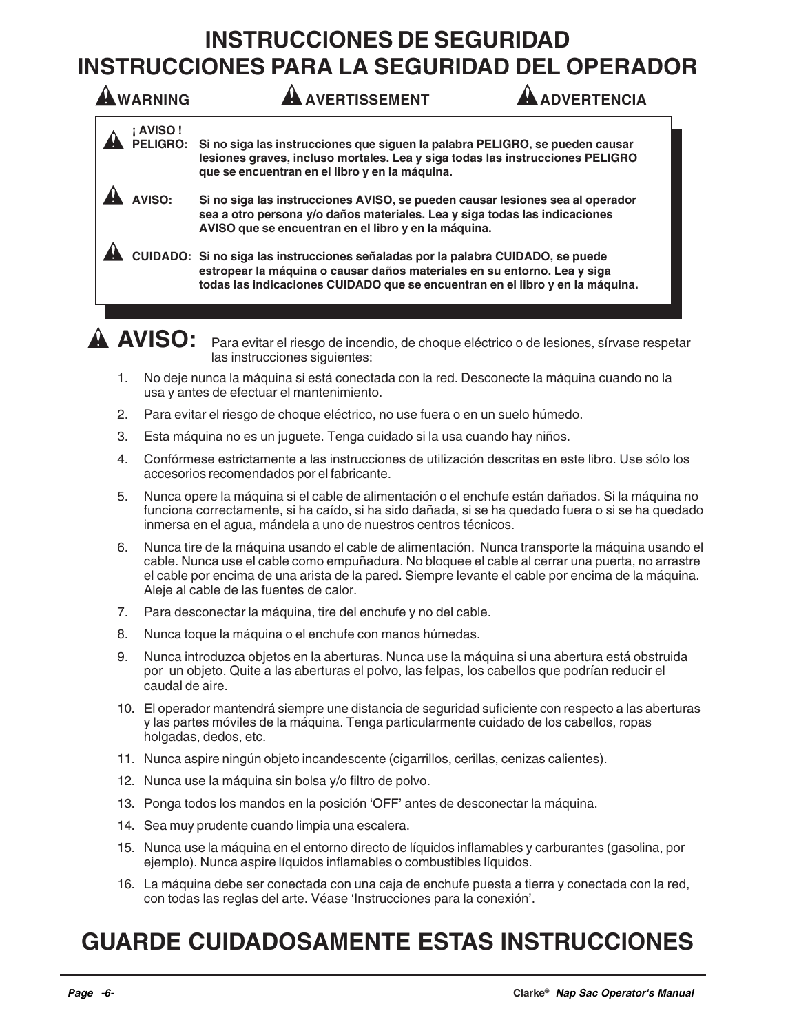# INSTRUCCIONES DE SEGURIDAD
# INSTRUCCIONES PARA LA SEGURIDAD DEL OPERADOR

**WARNING** **AVERTISSEMENT** **ADVERTENCIA**

**¡ AVISO !**

**PELIGRO:** **Si no siga las instrucciones que siguen la palabra PELIGRO, se pueden causar lesiones graves, incluso mortales. Lea y siga todas las instrucciones PELIGRO que se encuentran en el libro y en la máquina.**

**AVISO:** **Si no siga las instrucciones AVISO, se pueden causar lesiones sea al operador sea a otro persona y/o daños materiales. Lea y siga todas las indicaciones AVISO que se encuentran en el libro y en la máquina.**

**CUIDADO:** **Si no siga las instrucciones señaladas por la palabra CUIDADO, se puede estropear la máquina o causar daños materiales en su entorno. Lea y siga todas las indicaciones CUIDADO que se encuentran en el libro y en la máquina.**

**AVISO:** Para evitar el riesgo de incendio, de choque eléctrico o de lesiones, sírvase respetar las instrucciones siguientes:

1. No deje nunca la máquina si está conectada con la red. Desconecte la máquina cuando no la usa y antes de efectuar el mantenimiento.
2. Para evitar el riesgo de choque eléctrico, no use fuera o en un suelo húmedo.
3. Esta máquina no es un juguete. Tenga cuidado si la usa cuando hay niños.
4. Confórmese estrictamente a las instrucciones de utilización descritas en este libro. Use sólo los accesorios recomendados por el fabricante.
5. Nunca opere la máquina si el cable de alimentación o el enchufe están dañados. Si la máquina no funciona correctamente, si ha caído, si ha sido dañada, si se ha quedado fuera o si se ha quedado inmersa en el agua, mándela a uno de nuestros centros técnicos.
6. Nunca tire de la máquina usando el cable de alimentación. Nunca transporte la máquina usando el cable. Nunca use el cable como empuñadura. No bloquee el cable al cerrar una puerta, no arrastre el cable por encima de una arista de la pared. Siempre levante el cable por encima de la máquina. Aleje al cable de las fuentes de calor.
7. Para desconectar la máquina, tire del enchufe y no del cable.
8. Nunca toque la máquina o el enchufe con manos húmedas.
9. Nunca introduzca objetos en la aberturas. Nunca use la máquina si una abertura está obstruida por un objeto. Quite a las aberturas el polvo, las felpas, los cabellos que podrían reducir el caudal de aire.
10. El operador mantendrá siempre une distancia de seguridad suficiente con respecto a las aberturas y las partes móviles de la máquina. Tenga particularmente cuidado de los cabellos, ropas holgadas, dedos, etc.
11. Nunca aspire ningún objeto incandescente (cigarrillos, cerillas, cenizas calientes).
12. Nunca use la máquina sin bolsa y/o filtro de polvo.
13. Ponga todos los mandos en la posición 'OFF' antes de desconectar la máquina.
14. Sea muy prudente cuando limpia una escalera.
15. Nunca use la máquina en el entorno directo de líquidos inflamables y carburantes (gasolina, por ejemplo). Nunca aspire líquidos inflamables o combustibles líquidos.
16. La máquina debe ser conectada con una caja de enchufe puesta a tierra y conectada con la red, con todas las reglas del arte. Véase 'Instrucciones para la conexión'.

# GUARDE CUIDADOSAMENTE ESTAS INSTRUCCIONES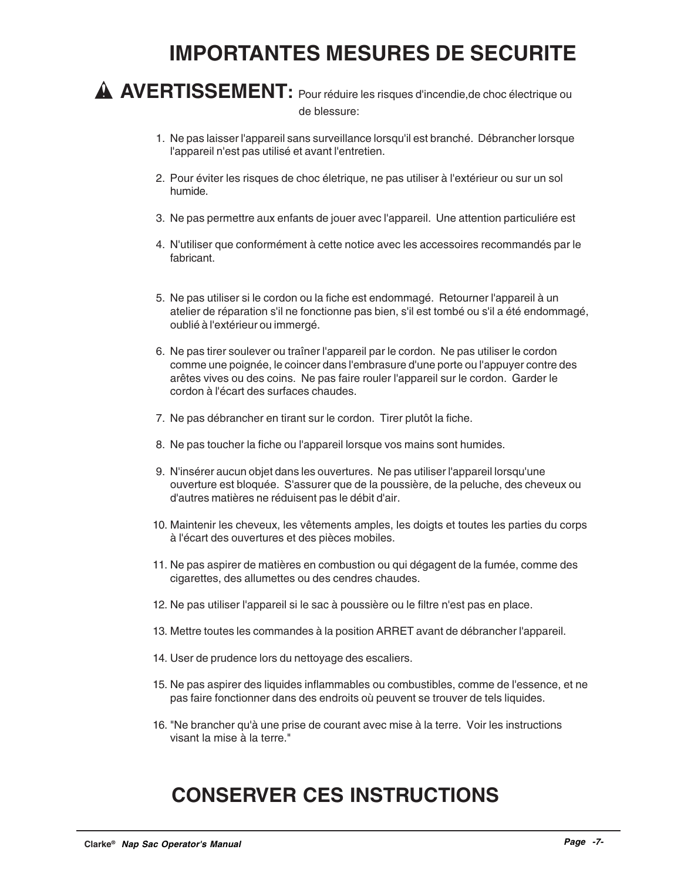# IMPORTANTES MESURES DE SECURITE

**⚠ AVERTISSEMENT:** Pour réduire les risques d'incendie,de choc électrique ou de blessure:

1. Ne pas laisser l'appareil sans surveillance lorsqu'il est branché. Débrancher lorsque l'appareil n'est pas utilisé et avant l'entretien.
2. Pour éviter les risques de choc életrique, ne pas utiliser à l'extérieur ou sur un sol humide.
3. Ne pas permettre aux enfants de jouer avec l'appareil. Une attention particuliére est
4. N'utiliser que conformément à cette notice avec les accessoires recommandés par le fabricant.
5. Ne pas utiliser si le cordon ou la fiche est endommagé. Retourner l'appareil à un atelier de réparation s'il ne fonctionne pas bien, s'il est tombé ou s'il a été endommagé, oublié à l'extérieur ou immergé.
6. Ne pas tirer soulever ou traîner l'appareil par le cordon. Ne pas utiliser le cordon comme une poignée, le coincer dans l'embrasure d'une porte ou l'appuyer contre des arêtes vives ou des coins. Ne pas faire rouler l'appareil sur le cordon. Garder le cordon à l'écart des surfaces chaudes.
7. Ne pas débrancher en tirant sur le cordon. Tirer plutôt la fiche.
8. Ne pas toucher la fiche ou l'appareil lorsque vos mains sont humides.
9. N'insérer aucun objet dans les ouvertures. Ne pas utiliser l'appareil lorsqu'une ouverture est bloquée. S'assurer que de la poussière, de la peluche, des cheveux ou d'autres matières ne réduisent pas le débit d'air.
10. Maintenir les cheveux, les vêtements amples, les doigts et toutes les parties du corps à l'écart des ouvertures et des pièces mobiles.
11. Ne pas aspirer de matières en combustion ou qui dégagent de la fumée, comme des cigarettes, des allumettes ou des cendres chaudes.
12. Ne pas utiliser l'appareil si le sac à poussière ou le filtre n'est pas en place.
13. Mettre toutes les commandes à la position ARRET avant de débrancher l'appareil.
14. User de prudence lors du nettoyage des escaliers.
15. Ne pas aspirer des liquides inflammables ou combustibles, comme de l'essence, et ne pas faire fonctionner dans des endroits où peuvent se trouver de tels liquides.
16. "Ne brancher qu'à une prise de courant avec mise à la terre. Voir les instructions visant la mise à la terre."

# CONSERVER CES INSTRUCTIONS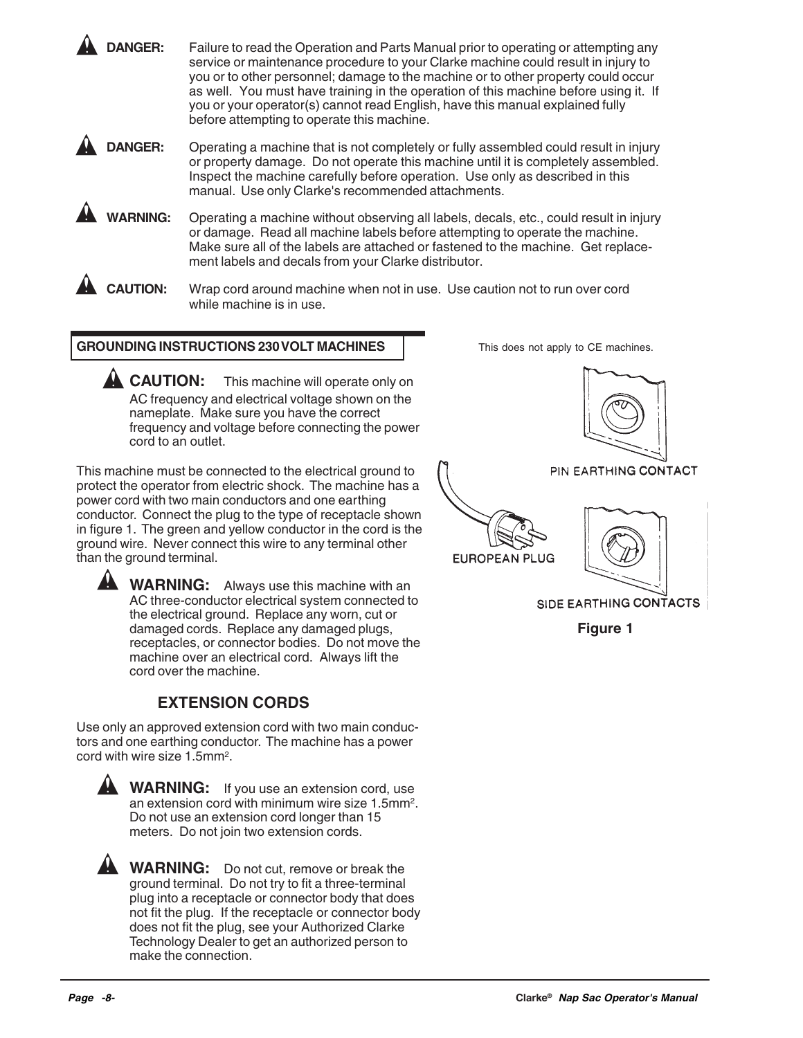**DANGER:** Failure to read the Operation and Parts Manual prior to operating or attempting any service or maintenance procedure to your Clarke machine could result in injury to you or to other personnel; damage to the machine or to other property could occur as well. You must have training in the operation of this machine before using it. If you or your operator(s) cannot read English, have this manual explained fully before attempting to operate this machine.

**DANGER:** Operating a machine that is not completely or fully assembled could result in injury or property damage. Do not operate this machine until it is completely assembled. Inspect the machine carefully before operation. Use only as described in this manual. Use only Clarke's recommended attachments.

**WARNING:** Operating a machine without observing all labels, decals, etc., could result in injury or damage. Read all machine labels before attempting to operate the machine. Make sure all of the labels are attached or fastened to the machine. Get replacement labels and decals from your Clarke distributor.

**CAUTION:** Wrap cord around machine when not in use. Use caution not to run over cord while machine is in use.

## GROUNDING INSTRUCTIONS 230 VOLT MACHINES

This does not apply to CE machines.

**CAUTION:** This machine will operate only on AC frequency and electrical voltage shown on the nameplate. Make sure you have the correct frequency and voltage before connecting the power cord to an outlet.

This machine must be connected to the electrical ground to protect the operator from electric shock. The machine has a power cord with two main conductors and one earthing conductor. Connect the plug to the type of receptacle shown in figure 1. The green and yellow conductor in the cord is the ground wire. Never connect this wire to any terminal other than the ground terminal.

**WARNING:** Always use this machine with an AC three-conductor electrical system connected to the electrical ground. Replace any worn, cut or damaged cords. Replace any damaged plugs, receptacles, or connector bodies. Do not move the machine over an electrical cord. Always lift the cord over the machine.

PIN EARTHING CONTACT

EUROPEAN PLUG

SIDE EARTHING CONTACTS

**Figure 1**

## EXTENSION CORDS

Use only an approved extension cord with two main conductors and one earthing conductor. The machine has a power cord with wire size 1.5mm$^2$.

**WARNING:** If you use an extension cord, use an extension cord with minimum wire size 1.5mm$^2$. Do not use an extension cord longer than 15 meters. Do not join two extension cords.

**WARNING:** Do not cut, remove or break the ground terminal. Do not try to fit a three-terminal plug into a receptacle or connector body that does not fit the plug. If the receptacle or connector body does not fit the plug, see your Authorized Clarke Technology Dealer to get an authorized person to make the connection.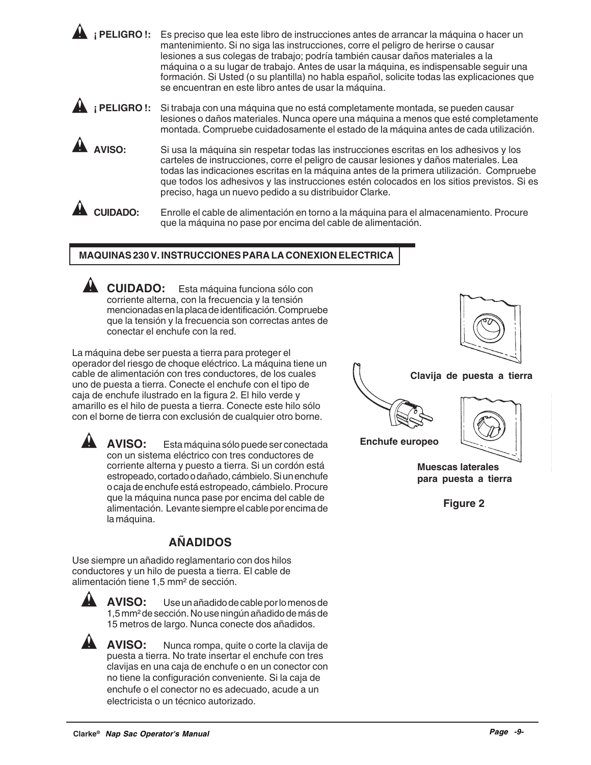**¡ PELIGRO !:** Es preciso que lea este libro de instrucciones antes de arrancar la máquina o hacer un mantenimiento. Si no siga las instrucciones, corre el peligro de herirse o causar lesiones a sus colegas de trabajo; podría también causar daños materiales a la máquina o a su lugar de trabajo. Antes de usar la máquina, es indispensable seguir una formación. Si Usted (o su plantilla) no habla español, solicite todas las explicaciones que se encuentran en este libro antes de usar la máquina.

**¡ PELIGRO !:** Si trabaja con una máquina que no está completamente montada, se pueden causar lesiones o daños materiales. Nunca opere una máquina a menos que esté completamente montada. Compruebe cuidadosamente el estado de la máquina antes de cada utilización.

**AVISO:** Si usa la máquina sin respetar todas las instrucciones escritas en los adhesivos y los carteles de instrucciones, corre el peligro de causar lesiones y daños materiales. Lea todas las indicaciones escritas en la máquina antes de la primera utilización. Compruebe que todos los adhesivos y las instrucciones estén colocados en los sitios previstos. Si es preciso, haga un nuevo pedido a su distribuidor Clarke.

**CUIDADO:** Enrolle el cable de alimentación en torno a la máquina para el almacenamiento. Procure que la máquina no pase por encima del cable de alimentación.

## MAQUINAS 230 V. INSTRUCCIONES PARA LA CONEXION ELECTRICA

**CUIDADO:** Esta máquina funciona sólo con corriente alterna, con la frecuencia y la tensión mencionadas en la placa de identificación. Compruebe que la tensión y la frecuencia son correctas antes de conectar el enchufe con la red.

La máquina debe ser puesta a tierra para proteger el operador del riesgo de choque eléctrico. La máquina tiene un cable de alimentación con tres conductores, de los cuales uno de puesta a tierra. Conecte el enchufe con el tipo de caja de enchufe ilustrado en la figura 2. El hilo verde y amarillo es el hilo de puesta a tierra. Conecte este hilo sólo con el borne de tierra con exclusión de cualquier otro borne.

**AVISO:** Esta máquina sólo puede ser conectada con un sistema eléctrico con tres conductores de corriente alterna y puesto a tierra. Si un cordón está estropeado, cortado o dañado, cámbielo. Si un enchufe o caja de enchufe está estropeado, cámbielo. Procure que la máquina nunca pase por encima del cable de alimentación. Levante siempre el cable por encima de la máquina.

Clavija de puesta a tierra

Enchufe europeo

Muescas laterales para puesta a tierra

Figure 2

## AÑADIDOS

Use siempre un añadido reglamentario con dos hilos conductores y un hilo de puesta a tierra. El cable de alimentación tiene 1,5 mm² de sección.

**AVISO:** Use un añadido de cable por lo menos de 1,5 mm² de sección. No use ningún añadido de más de 15 metros de largo. Nunca conecte dos añadidos.

**AVISO:** Nunca rompa, quite o corte la clavija de puesta a tierra. No trate insertar el enchufe con tres clavijas en una caja de enchufe o en un conector con no tiene la configuración conveniente. Si la caja de enchufe o el conector no es adecuado, acude a un electricista o un técnico autorizado.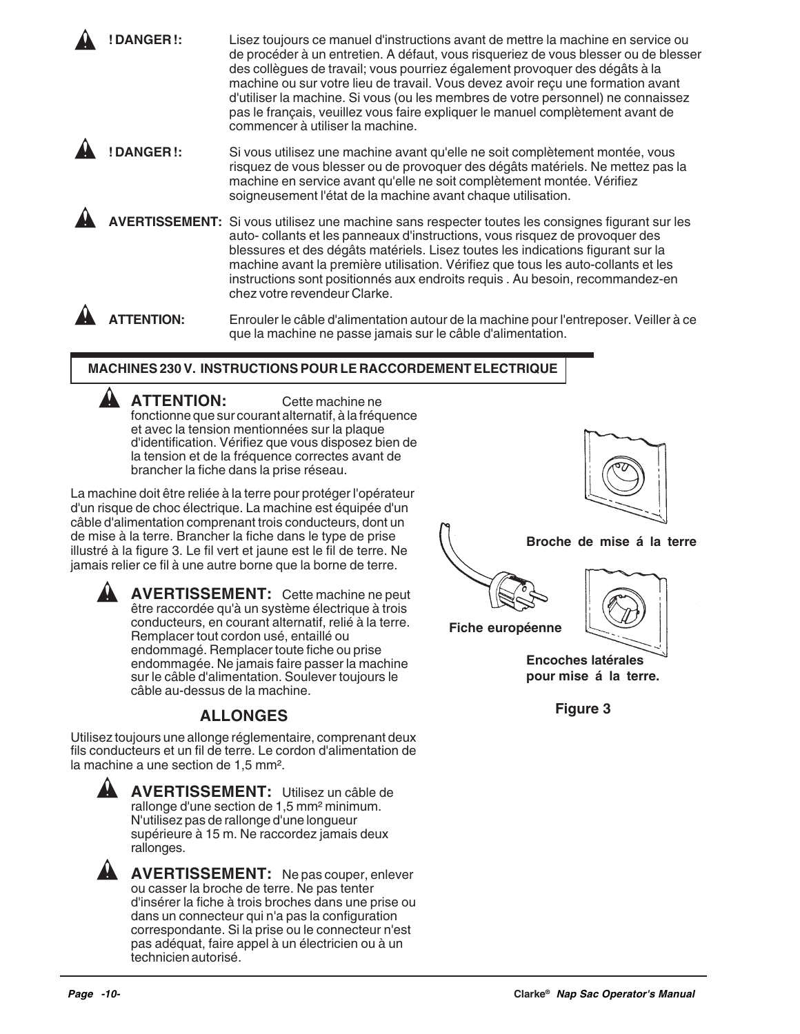**! DANGER !:** Lisez toujours ce manuel d'instructions avant de mettre la machine en service ou de procéder à un entretien. A défaut, vous risqueriez de vous blesser ou de blesser des collègues de travail; vous pourriez également provoquer des dégâts à la machine ou sur votre lieu de travail. Vous devez avoir reçu une formation avant d'utiliser la machine. Si vous (ou les membres de votre personnel) ne connaissez pas le français, veuillez vous faire expliquer le manuel complètement avant de commencer à utiliser la machine.

**! DANGER !:** Si vous utilisez une machine avant qu'elle ne soit complètement montée, vous risquez de vous blesser ou de provoquer des dégâts matériels. Ne mettez pas la machine en service avant qu'elle ne soit complètement montée. Vérifiez soigneusement l'état de la machine avant chaque utilisation.

**AVERTISSEMENT:** Si vous utilisez une machine sans respecter toutes les consignes figurant sur les auto- collants et les panneaux d'instructions, vous risquez de provoquer des blessures et des dégâts matériels. Lisez toutes les indications figurant sur la machine avant la première utilisation. Vérifiez que tous les auto-collants et les instructions sont positionnés aux endroits requis . Au besoin, recommandez-en chez votre revendeur Clarke.

**ATTENTION:** Enrouler le câble d'alimentation autour de la machine pour l'entreposer. Veiller à ce que la machine ne passe jamais sur le câble d'alimentation.

## MACHINES 230 V. INSTRUCTIONS POUR LE RACCORDEMENT ELECTRIQUE

**ATTENTION:** Cette machine ne fonctionne que sur courant alternatif, à la fréquence et avec la tension mentionnées sur la plaque d'identification. Vérifiez que vous disposez bien de la tension et de la fréquence correctes avant de brancher la fiche dans la prise réseau.

La machine doit être reliée à la terre pour protéger l'opérateur d'un risque de choc électrique. La machine est équipée d'un câble d'alimentation comprenant trois conducteurs, dont un de mise à la terre. Brancher la fiche dans le type de prise illustré à la figure 3. Le fil vert et jaune est le fil de terre. Ne jamais relier ce fil à une autre borne que la borne de terre.

**AVERTISSEMENT:** Cette machine ne peut être raccordée qu'à un système électrique à trois conducteurs, en courant alternatif, relié à la terre. Remplacer tout cordon usé, entaillé ou endommagé. Remplacer toute fiche ou prise endommagée. Ne jamais faire passer la machine sur le câble d'alimentation. Soulever toujours le câble au-dessus de la machine.

Broche de mise á la terre

Fiche européenne

Encoches latérales pour mise á la terre.

Figure 3

## ALLONGES

Utilisez toujours une allonge réglementaire, comprenant deux fils conducteurs et un fil de terre. Le cordon d'alimentation de la machine a une section de 1,5 mm².

**AVERTISSEMENT:** Utilisez un câble de rallonge d'une section de 1,5 mm² minimum. N'utilisez pas de rallonge d'une longueur supérieure à 15 m. Ne raccordez jamais deux rallonges.

**AVERTISSEMENT:** Ne pas couper, enlever ou casser la broche de terre. Ne pas tenter d'insérer la fiche à trois broches dans une prise ou dans un connecteur qui n'a pas la configuration correspondante. Si la prise ou le connecteur n'est pas adéquat, faire appel à un électricien ou à un technicien autorisé.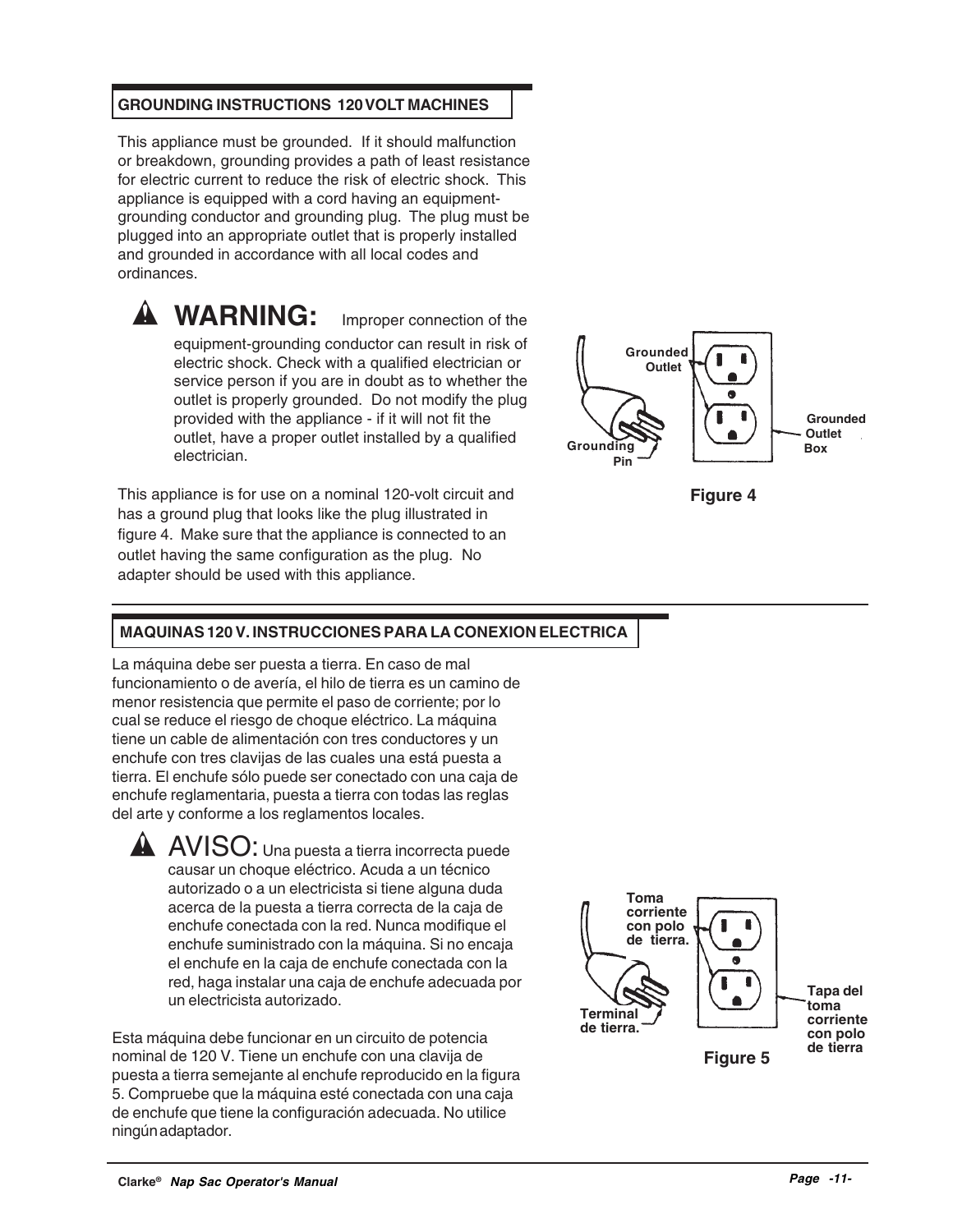## GROUNDING INSTRUCTIONS 120 VOLT MACHINES

This appliance must be grounded. If it should malfunction or breakdown, grounding provides a path of least resistance for electric current to reduce the risk of electric shock. This appliance is equipped with a cord having an equipment-grounding conductor and grounding plug. The plug must be plugged into an appropriate outlet that is properly installed and grounded in accordance with all local codes and ordinances.

**WARNING:** Improper connection of the equipment-grounding conductor can result in risk of electric shock. Check with a qualified electrician or service person if you are in doubt as to whether the outlet is properly grounded. Do not modify the plug provided with the appliance - if it will not fit the outlet, have a proper outlet installed by a qualified electrician.

This appliance is for use on a nominal 120-volt circuit and has a ground plug that looks like the plug illustrated in figure 4. Make sure that the appliance is connected to an outlet having the same configuration as the plug. No adapter should be used with this appliance.

Grounded Outlet

Grounding Pin

Grounded Outlet Box

**Figure 4**

## MAQUINAS 120 V. INSTRUCCIONES PARA LA CONEXION ELECTRICA

La máquina debe ser puesta a tierra. En caso de mal funcionamiento o de avería, el hilo de tierra es un camino de menor resistencia que permite el paso de corriente; por lo cual se reduce el riesgo de choque eléctrico. La máquina tiene un cable de alimentación con tres conductores y un enchufe con tres clavijas de las cuales una está puesta a tierra. El enchufe sólo puede ser conectado con una caja de enchufe reglamentaria, puesta a tierra con todas las reglas del arte y conforme a los reglamentos locales.

**AVISO:** Una puesta a tierra incorrecta puede causar un choque eléctrico. Acuda a un técnico autorizado o a un electricista si tiene alguna duda acerca de la puesta a tierra correcta de la caja de enchufe conectada con la red. Nunca modifique el enchufe suministrado con la máquina. Si no encaja el enchufe en la caja de enchufe conectada con la red, haga instalar una caja de enchufe adecuada por un electricista autorizado.

Esta máquina debe funcionar en un circuito de potencia nominal de 120 V. Tiene un enchufe con una clavija de puesta a tierra semejante al enchufe reproducido en la figura 5. Compruebe que la máquina esté conectada con una caja de enchufe que tiene la configuración adecuada. No utilice ningún adaptador.

Toma corriente con polo de tierra.

Terminal de tierra.

Tapa del toma corriente con polo de tierra

**Figure 5**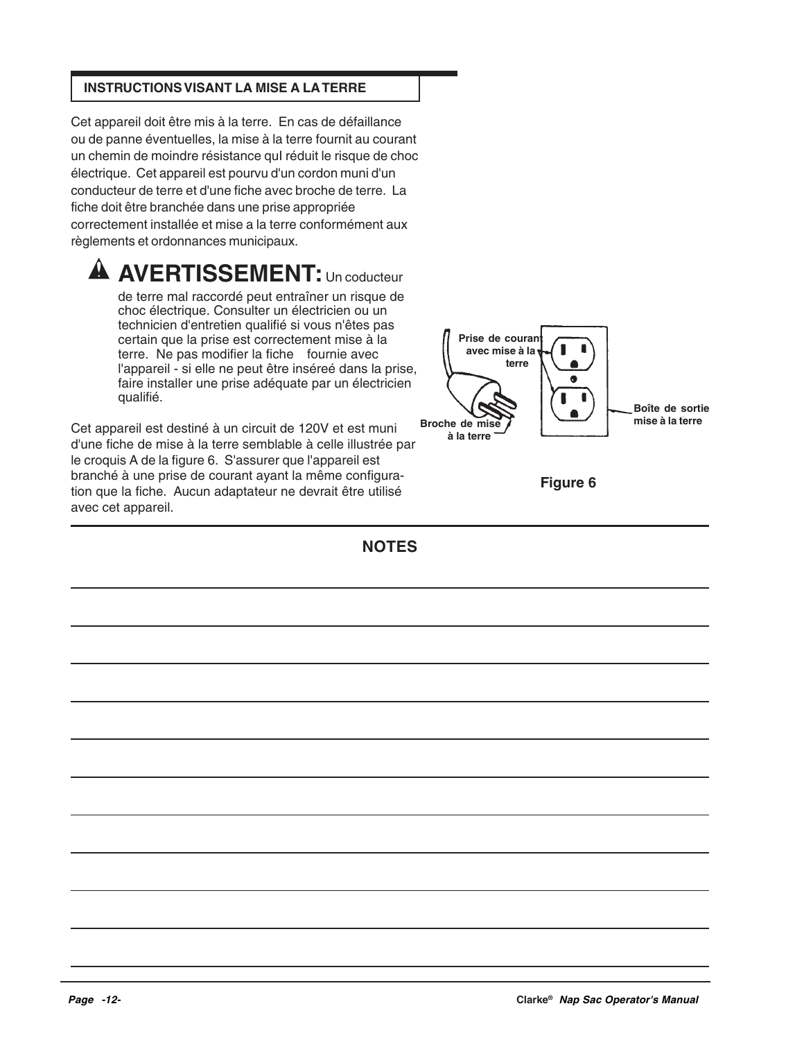## INSTRUCTIONS VISANT LA MISE A LA TERRE

Cet appareil doit être mis à la terre. En cas de défaillance ou de panne éventuelles, la mise à la terre fournit au courant un chemin de moindre résistance quI réduit le risque de choc électrique. Cet appareil est pourvu d'un cordon muni d'un conducteur de terre et d'une fiche avec broche de terre. La fiche doit être branchée dans une prise appropriée correctement installée et mise a la terre conformément aux règlements et ordonnances municipaux.

**AVERTISSEMENT:** Un coducteur de terre mal raccordé peut entraîner un risque de choc électrique. Consulter un électricien ou un technicien d'entretien qualifié si vous n'êtes pas certain que la prise est correctement mise à la terre. Ne pas modifier la fiche fournie avec l'appareil - si elle ne peut être inséréé dans la prise, faire installer une prise adéquate par un électricien qualifié.

Cet appareil est destiné à un circuit de 120V et est muni d'une fiche de mise à la terre semblable à celle illustrée par le croquis A de la figure 6. S'assurer que l'appareil est branché à une prise de courant ayant la même configuration que la fiche. Aucun adaptateur ne devrait être utilisé avec cet appareil.

Prise de courant avec mise à la terre

Broche de mise à la terre

Boîte de sortie mise à la terre

**Figure 6**

## NOTES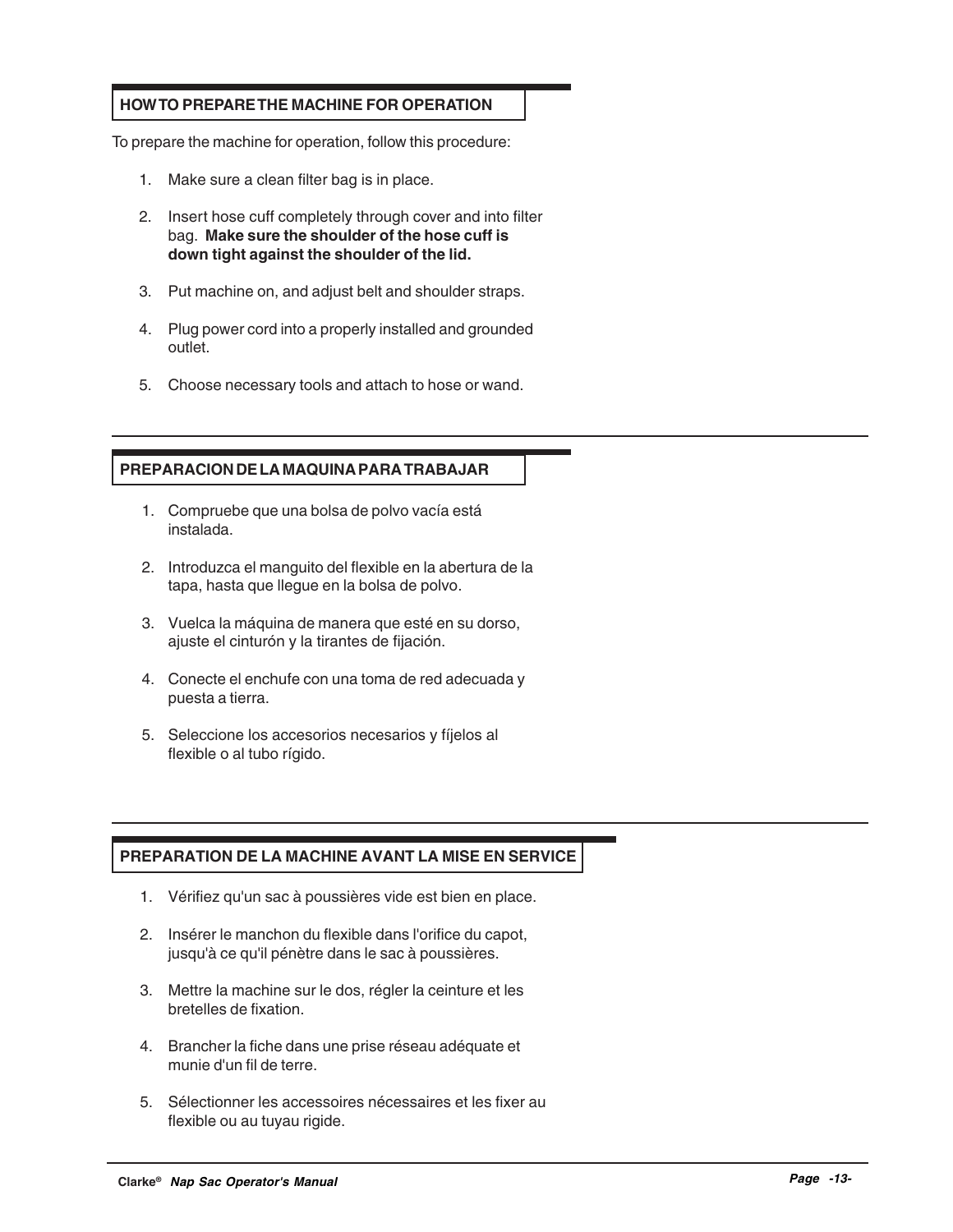## HOW TO PREPARE THE MACHINE FOR OPERATION

To prepare the machine for operation, follow this procedure:

1. Make sure a clean filter bag is in place.
2. Insert hose cuff completely through cover and into filter bag. **Make sure the shoulder of the hose cuff is down tight against the shoulder of the lid.**
3. Put machine on, and adjust belt and shoulder straps.
4. Plug power cord into a properly installed and grounded outlet.
5. Choose necessary tools and attach to hose or wand.

## PREPARACION DE LA MAQUINA PARA TRABAJAR

1. Compruebe que una bolsa de polvo vacía está instalada.
2. Introduzca el manguito del flexible en la abertura de la tapa, hasta que llegue en la bolsa de polvo.
3. Vuelca la máquina de manera que esté en su dorso, ajuste el cinturón y la tirantes de fijación.
4. Conecte el enchufe con una toma de red adecuada y puesta a tierra.
5. Seleccione los accesorios necesarios y fíjelos al flexible o al tubo rígido.

## PREPARATION DE LA MACHINE AVANT LA MISE EN SERVICE

1. Vérifiez qu'un sac à poussières vide est bien en place.
2. Insérer le manchon du flexible dans l'orifice du capot, jusqu'à ce qu'il pénètre dans le sac à poussières.
3. Mettre la machine sur le dos, régler la ceinture et les bretelles de fixation.
4. Brancher la fiche dans une prise réseau adéquate et munie d'un fil de terre.
5. Sélectionner les accessoires nécessaires et les fixer au flexible ou au tuyau rigide.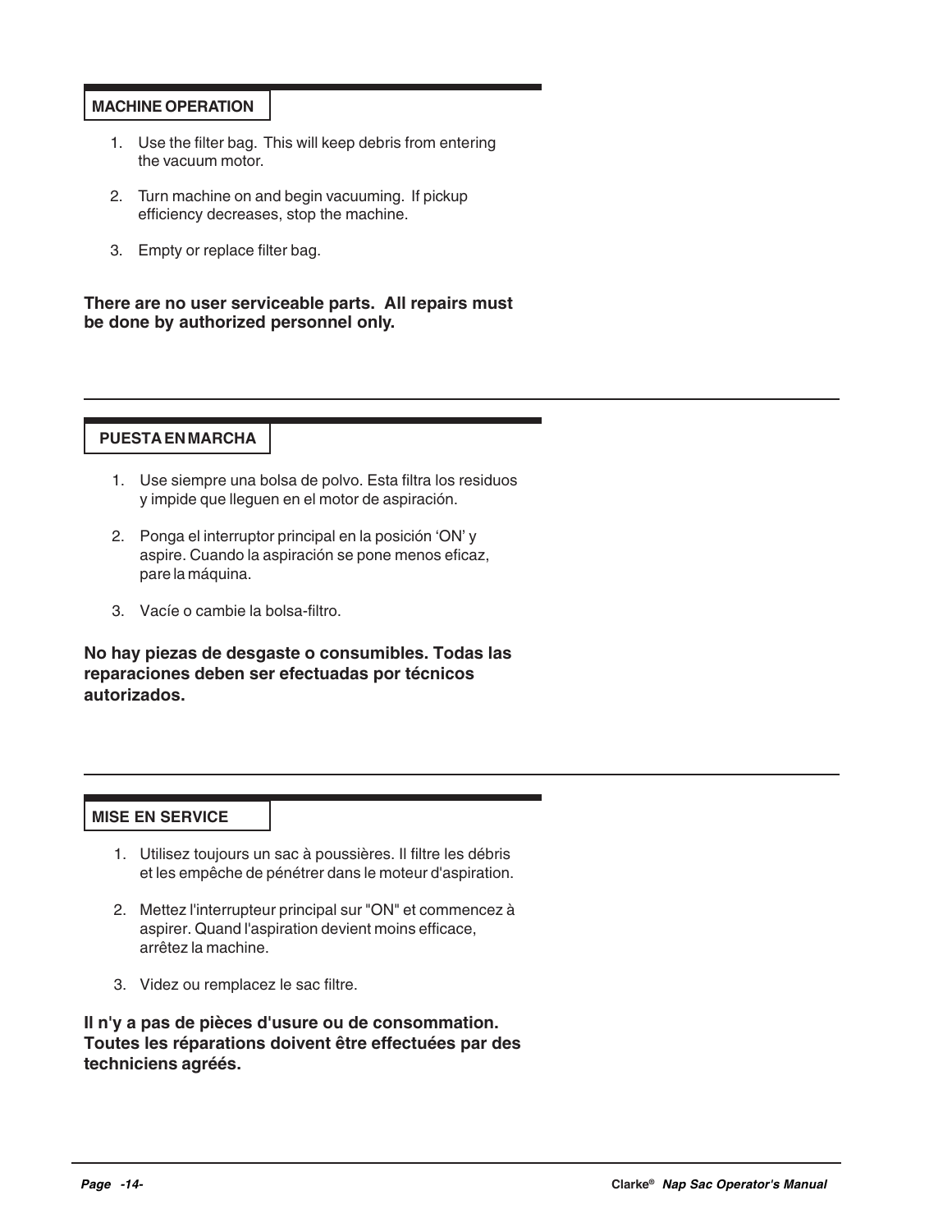## MACHINE OPERATION

1. Use the filter bag. This will keep debris from entering the vacuum motor.

2. Turn machine on and begin vacuuming. If pickup efficiency decreases, stop the machine.

3. Empty or replace filter bag.

**There are no user serviceable parts. All repairs must be done by authorized personnel only.**

---

## PUESTA EN MARCHA

1. Use siempre una bolsa de polvo. Esta filtra los residuos y impide que lleguen en el motor de aspiración.

2. Ponga el interruptor principal en la posición 'ON' y aspire. Cuando la aspiración se pone menos eficaz, pare la máquina.

3. Vacíe o cambie la bolsa-filtro.

**No hay piezas de desgaste o consumibles. Todas las reparaciones deben ser efectuadas por técnicos autorizados.**

---

## MISE EN SERVICE

1. Utilisez toujours un sac à poussières. Il filtre les débris et les empêche de pénétrer dans le moteur d'aspiration.

2. Mettez l'interrupteur principal sur "ON" et commencez à aspirer. Quand l'aspiration devient moins efficace, arrêtez la machine.

3. Videz ou remplacez le sac filtre.

**Il n'y a pas de pièces d'usure ou de consommation. Toutes les réparations doivent être effectuées par des techniciens agréés.**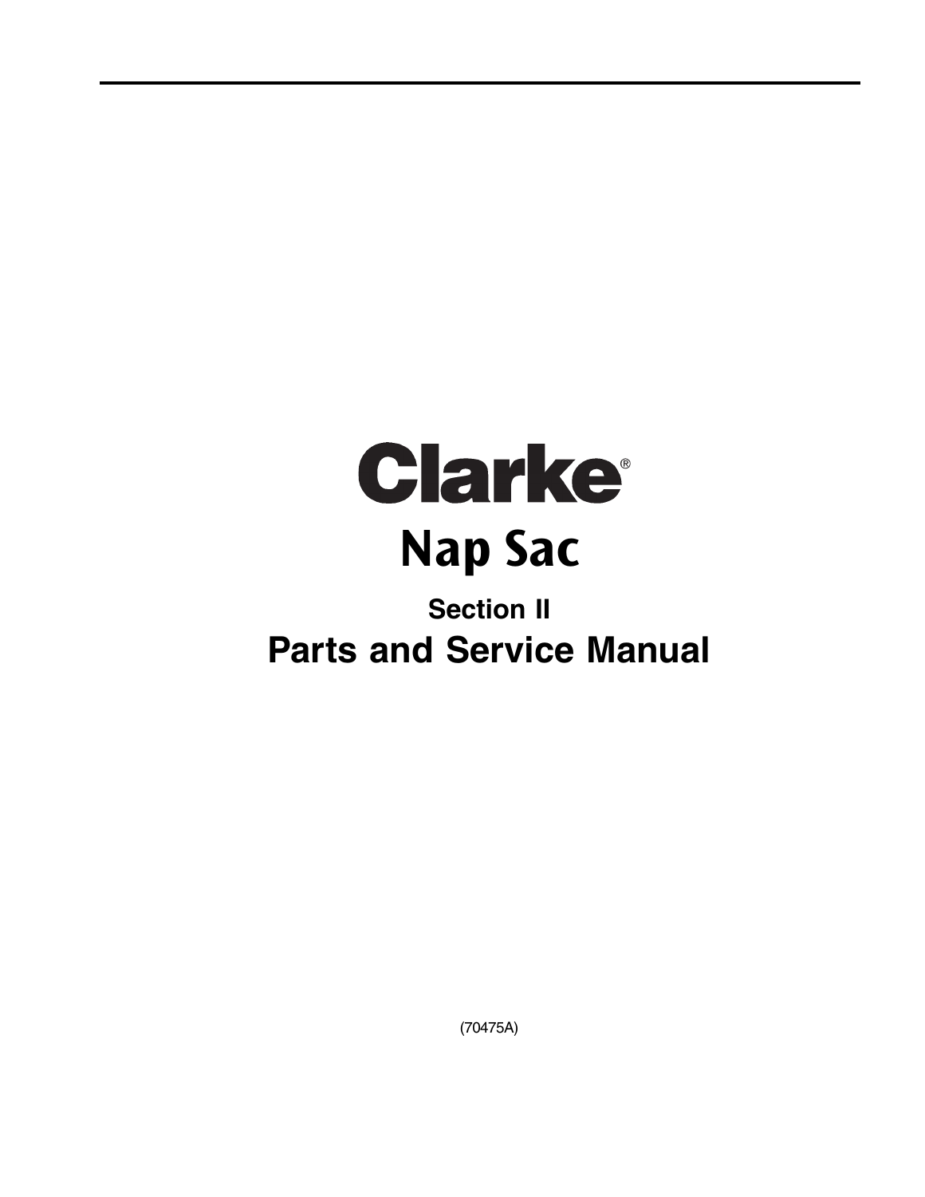# Clarke®

# Nap Sac

## Section II

## Parts and Service Manual

(70475A)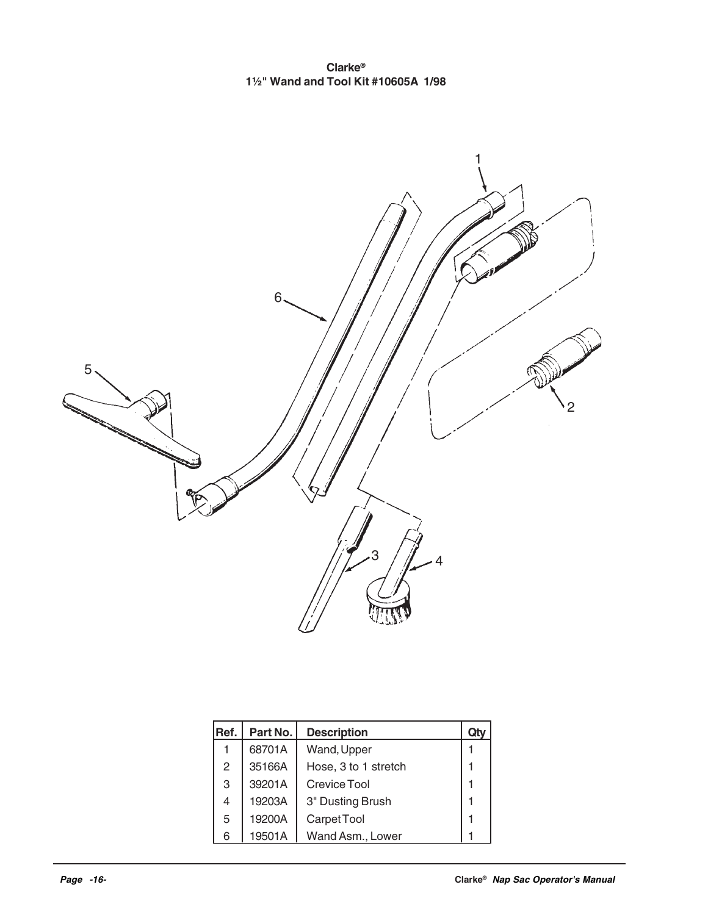**Clarke®**
**1½" Wand and Tool Kit #10605A 1/98**

| Ref. | Part No. | Description | Qty |
|---|---|---|---|
| 1 | 68701A | Wand, Upper | 1 |
| 2 | 35166A | Hose, 3 to 1 stretch | 1 |
| 3 | 39201A | Crevice Tool | 1 |
| 4 | 19203A | 3" Dusting Brush | 1 |
| 5 | 19200A | Carpet Tool | 1 |
| 6 | 19501A | Wand Asm., Lower | 1 |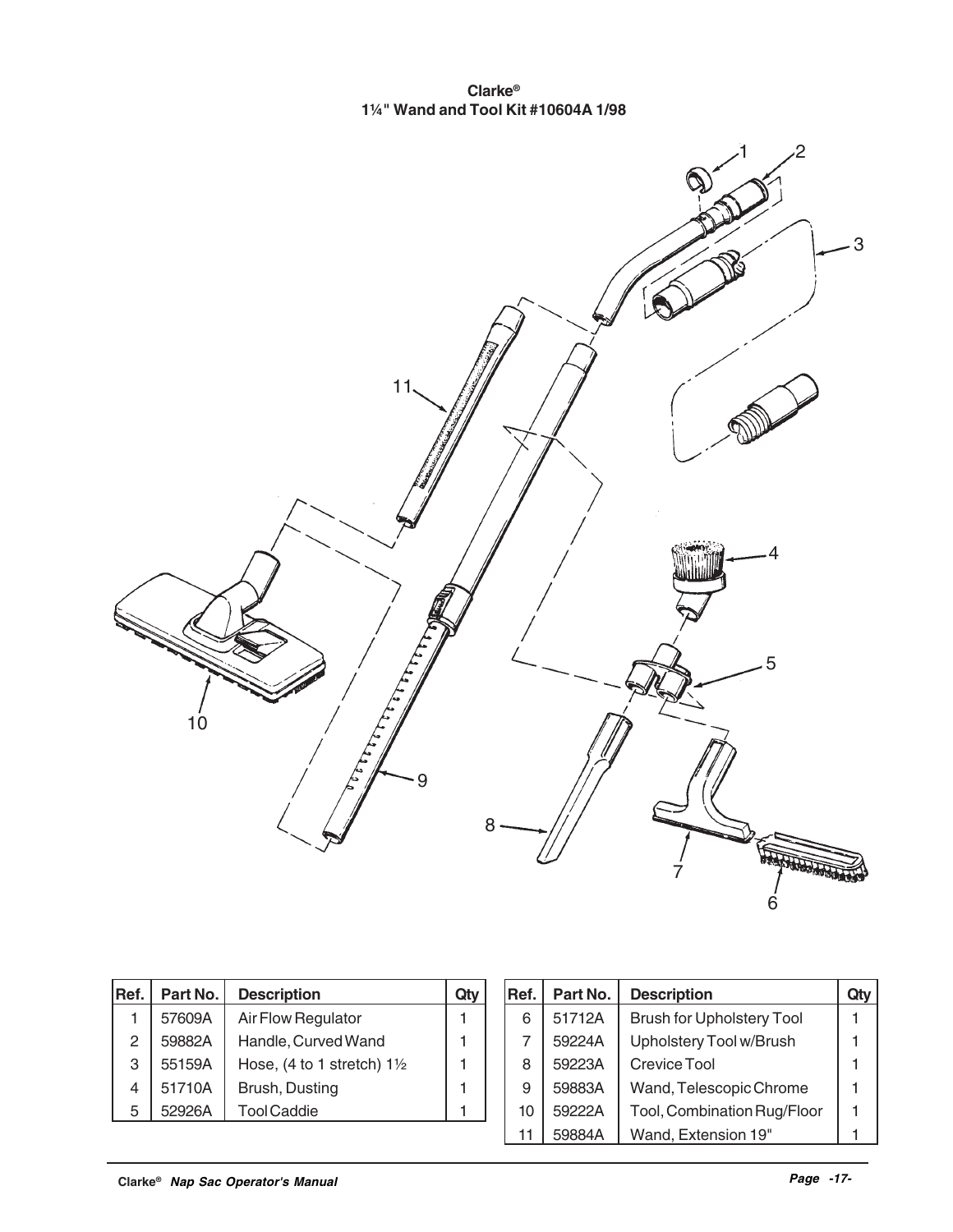# Clarke®
## 1¼" Wand and Tool Kit #10604A 1/98

| Ref. | Part No. | Description | Qty |
|---|---|---|---|
| 1 | 57609A | Air Flow Regulator | 1 |
| 2 | 59882A | Handle, Curved Wand | 1 |
| 3 | 55159A | Hose, (4 to 1 stretch) 1½ | 1 |
| 4 | 51710A | Brush, Dusting | 1 |
| 5 | 52926A | Tool Caddie | 1 |
| 6 | 51712A | Brush for Upholstery Tool | 1 |
| 7 | 59224A | Upholstery Tool w/Brush | 1 |
| 8 | 59223A | Crevice Tool | 1 |
| 9 | 59883A | Wand, Telescopic Chrome | 1 |
| 10 | 59222A | Tool, Combination Rug/Floor | 1 |
| 11 | 59884A | Wand, Extension 19" | 1 |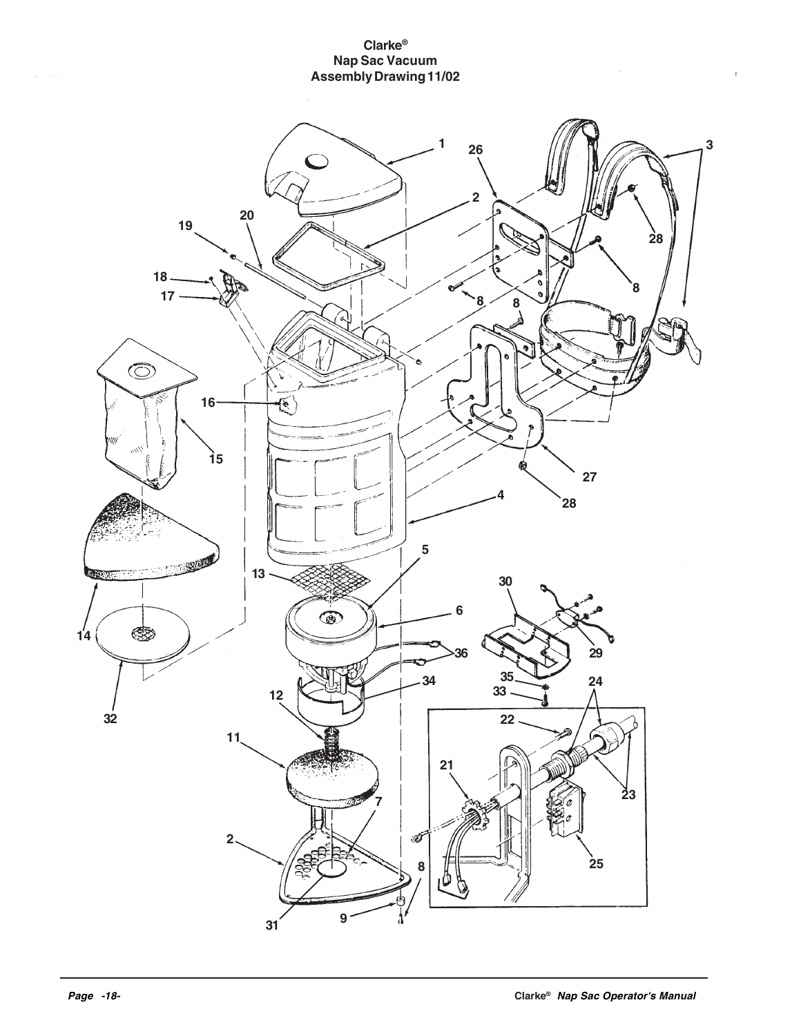# Clarke® Nap Sac Vacuum Assembly Drawing 11/02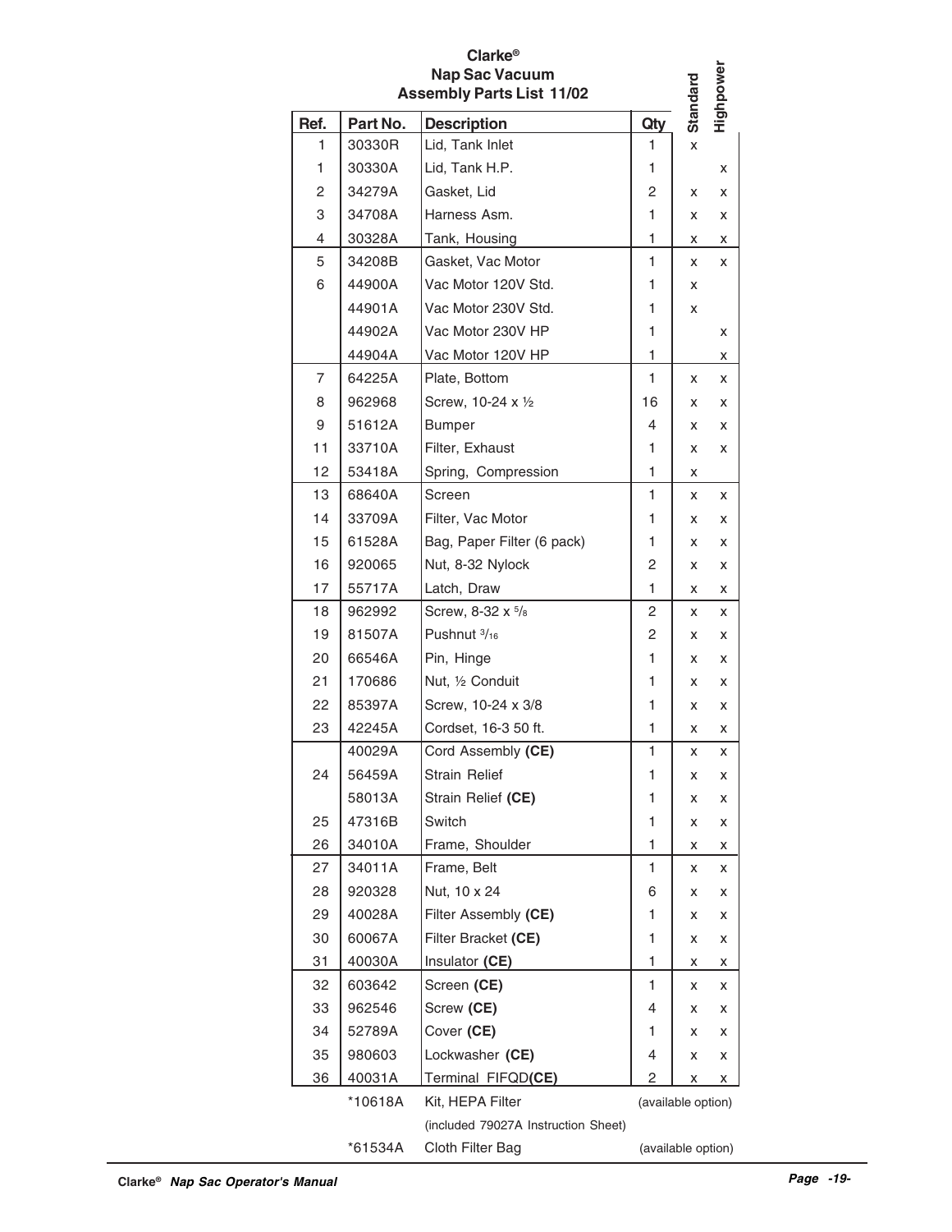# Clarke®
## Nap Sac Vacuum
### Assembly Parts List 11/02

| Ref. | Part No. | Description | Qty | Standard | Highpower |
|---|---|---|---|---|---|
| 1 | 30330R | Lid, Tank Inlet | 1 | x | |
| 1 | 30330A | Lid, Tank H.P. | 1 | | x |
| 2 | 34279A | Gasket, Lid | 2 | x | x |
| 3 | 34708A | Harness Asm. | 1 | x | x |
| 4 | 30328A | Tank, Housing | 1 | x | x |
| 5 | 34208B | Gasket, Vac Motor | 1 | x | x |
| 6 | 44900A | Vac Motor 120V Std. | 1 | x | |
| | 44901A | Vac Motor 230V Std. | 1 | x | |
| | 44902A | Vac Motor 230V HP | 1 | | x |
| | 44904A | Vac Motor 120V HP | 1 | | x |
| 7 | 64225A | Plate, Bottom | 1 | x | x |
| 8 | 962968 | Screw, 10-24 x ½ | 16 | x | x |
| 9 | 51612A | Bumper | 4 | x | x |
| 11 | 33710A | Filter, Exhaust | 1 | x | x |
| 12 | 53418A | Spring, Compression | 1 | x | |
| 13 | 68640A | Screen | 1 | x | x |
| 14 | 33709A | Filter, Vac Motor | 1 | x | x |
| 15 | 61528A | Bag, Paper Filter (6 pack) | 1 | x | x |
| 16 | 920065 | Nut, 8-32 Nylock | 2 | x | x |
| 17 | 55717A | Latch, Draw | 1 | x | x |
| 18 | 962992 | Screw, 8-32 x 5/8 | 2 | x | x |
| 19 | 81507A | Pushnut 3/16 | 2 | x | x |
| 20 | 66546A | Pin, Hinge | 1 | x | x |
| 21 | 170686 | Nut, ½ Conduit | 1 | x | x |
| 22 | 85397A | Screw, 10-24 x 3/8 | 1 | x | x |
| 23 | 42245A | Cordset, 16-3 50 ft. | 1 | x | x |
| | 40029A | Cord Assembly **(CE)** | 1 | x | x |
| 24 | 56459A | Strain Relief | 1 | x | x |
| | 58013A | Strain Relief **(CE)** | 1 | x | x |
| 25 | 47316B | Switch | 1 | x | x |
| 26 | 34010A | Frame, Shoulder | 1 | x | x |
| 27 | 34011A | Frame, Belt | 1 | x | x |
| 28 | 920328 | Nut, 10 x 24 | 6 | x | x |
| 29 | 40028A | Filter Assembly **(CE)** | 1 | x | x |
| 30 | 60067A | Filter Bracket **(CE)** | 1 | x | x |
| 31 | 40030A | Insulator **(CE)** | 1 | x | x |
| 32 | 603642 | Screen **(CE)** | 1 | x | x |
| 33 | 962546 | Screw **(CE)** | 4 | x | x |
| 34 | 52789A | Cover **(CE)** | 1 | x | x |
| 35 | 980603 | Lockwasher **(CE)** | 4 | x | x |
| 36 | 40031A | Terminal FIFQD**(CE)** | 2 | x | x |
| | *10618A | Kit, HEPA Filter (included 79027A Instruction Sheet) | (available option) | | |
| | *61534A | Cloth Filter Bag | (available option) | | |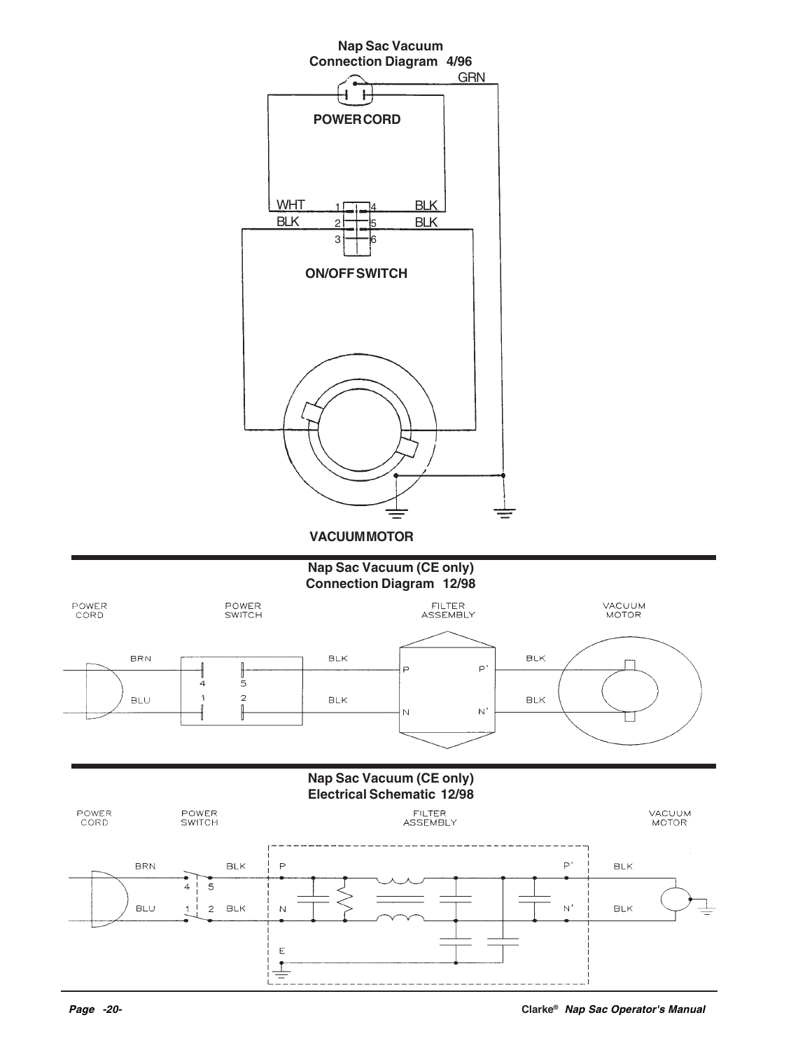## Nap Sac Vacuum Connection Diagram 4/96

GRN

POWER CORD

WHT 1 4 BLK
BLK 2 5 BLK
3 6

ON/OFF SWITCH

VACUUM MOTOR

## Nap Sac Vacuum (CE only) Connection Diagram 12/98

POWER CORD — POWER SWITCH — FILTER ASSEMBLY — VACUUM MOTOR

BRN 4 5 BLK P P' BLK

BLU 1 2 BLK N N' BLK

## Nap Sac Vacuum (CE only) Electrical Schematic 12/98

POWER CORD — POWER SWITCH — FILTER ASSEMBLY — VACUUM MOTOR

BRN 4 5 BLK P P' BLK

BLU 1 2 BLK N N' BLK

E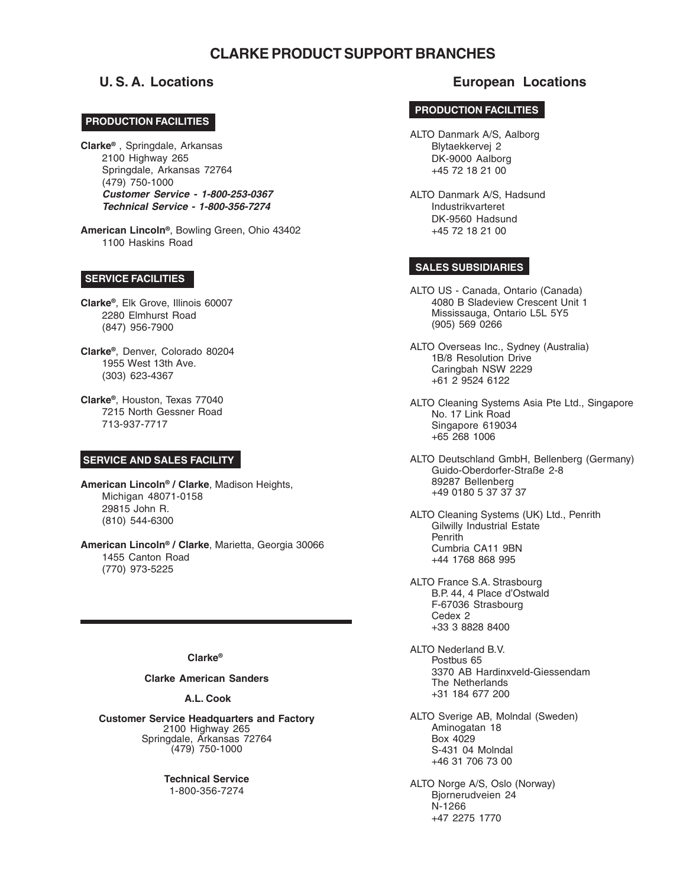# CLARKE PRODUCT SUPPORT BRANCHES

## U. S. A. Locations

### PRODUCTION FACILITIES

**Clarke®** , Springdale, Arkansas
2100 Highway 265
Springdale, Arkansas 72764
(479) 750-1000
***Customer Service - 1-800-253-0367***
***Technical Service - 1-800-356-7274***

**American Lincoln®**, Bowling Green, Ohio 43402
1100 Haskins Road

### SERVICE FACILITIES

**Clarke®**, Elk Grove, Illinois 60007
2280 Elmhurst Road
(847) 956-7900

**Clarke®**, Denver, Colorado 80204
1955 West 13th Ave.
(303) 623-4367

**Clarke®**, Houston, Texas 77040
7215 North Gessner Road
713-937-7717

### SERVICE AND SALES FACILITY

**American Lincoln® / Clarke**, Madison Heights, Michigan 48071-0158
29815 John R.
(810) 544-6300

**American Lincoln® / Clarke**, Marietta, Georgia 30066
1455 Canton Road
(770) 973-5225

---

**Clarke®**

**Clarke American Sanders**

**A.L. Cook**

**Customer Service Headquarters and Factory**
2100 Highway 265
Springdale, Arkansas 72764
(479) 750-1000

**Technical Service**
1-800-356-7274

## European Locations

### PRODUCTION FACILITIES

ALTO Danmark A/S, Aalborg
Blytaekkervej 2
DK-9000 Aalborg
+45 72 18 21 00

ALTO Danmark A/S, Hadsund
Industrikvarteret
DK-9560 Hadsund
+45 72 18 21 00

### SALES SUBSIDIARIES

ALTO US - Canada, Ontario (Canada)
4080 B Sladeview Crescent Unit 1
Mississauga, Ontario L5L 5Y5
(905) 569 0266

ALTO Overseas Inc., Sydney (Australia)
1B/8 Resolution Drive
Caringbah NSW 2229
+61 2 9524 6122

ALTO Cleaning Systems Asia Pte Ltd., Singapore
No. 17 Link Road
Singapore 619034
+65 268 1006

ALTO Deutschland GmbH, Bellenberg (Germany)
Guido-Oberdorfer-Straße 2-8
89287 Bellenberg
+49 0180 5 37 37 37

ALTO Cleaning Systems (UK) Ltd., Penrith
Gilwilly Industrial Estate
Penrith
Cumbria CA11 9BN
+44 1768 868 995

ALTO France S.A. Strasbourg
B.P. 44, 4 Place d'Ostwald
F-67036 Strasbourg
Cedex 2
+33 3 8828 8400

ALTO Nederland B.V.
Postbus 65
3370 AB Hardinxveld-Giessendam
The Netherlands
+31 184 677 200

ALTO Sverige AB, Molndal (Sweden)
Aminogatan 18
Box 4029
S-431 04 Molndal
+46 31 706 73 00

ALTO Norge A/S, Oslo (Norway)
Bjornerudveien 24
N-1266
+47 2275 1770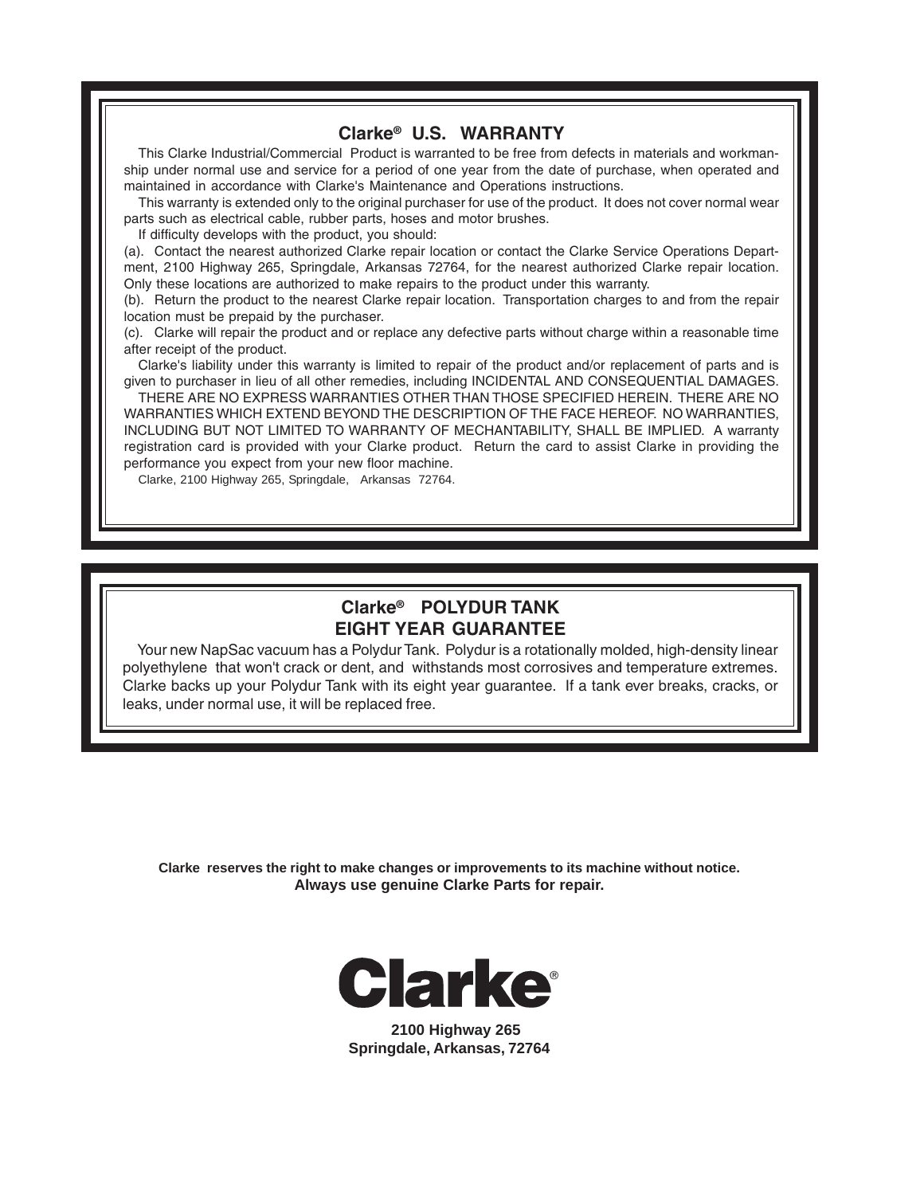## Clarke® U.S. WARRANTY

This Clarke Industrial/Commercial Product is warranted to be free from defects in materials and workmanship under normal use and service for a period of one year from the date of purchase, when operated and maintained in accordance with Clarke's Maintenance and Operations instructions.

This warranty is extended only to the original purchaser for use of the product. It does not cover normal wear parts such as electrical cable, rubber parts, hoses and motor brushes.

If difficulty develops with the product, you should:

(a). Contact the nearest authorized Clarke repair location or contact the Clarke Service Operations Department, 2100 Highway 265, Springdale, Arkansas 72764, for the nearest authorized Clarke repair location. Only these locations are authorized to make repairs to the product under this warranty.

(b). Return the product to the nearest Clarke repair location. Transportation charges to and from the repair location must be prepaid by the purchaser.

(c). Clarke will repair the product and or replace any defective parts without charge within a reasonable time after receipt of the product.

Clarke's liability under this warranty is limited to repair of the product and/or replacement of parts and is given to purchaser in lieu of all other remedies, including INCIDENTAL AND CONSEQUENTIAL DAMAGES.

THERE ARE NO EXPRESS WARRANTIES OTHER THAN THOSE SPECIFIED HEREIN. THERE ARE NO WARRANTIES WHICH EXTEND BEYOND THE DESCRIPTION OF THE FACE HEREOF. NO WARRANTIES, INCLUDING BUT NOT LIMITED TO WARRANTY OF MECHANTABILITY, SHALL BE IMPLIED. A warranty registration card is provided with your Clarke product. Return the card to assist Clarke in providing the performance you expect from your new floor machine.

Clarke, 2100 Highway 265, Springdale, Arkansas 72764.

## Clarke® POLYDUR TANK EIGHT YEAR GUARANTEE

Your new NapSac vacuum has a Polydur Tank. Polydur is a rotationally molded, high-density linear polyethylene that won't crack or dent, and withstands most corrosives and temperature extremes. Clarke backs up your Polydur Tank with its eight year guarantee. If a tank ever breaks, cracks, or leaks, under normal use, it will be replaced free.

**Clarke reserves the right to make changes or improvements to its machine without notice.**
**Always use genuine Clarke Parts for repair.**

**Clarke®**

**2100 Highway 265**
**Springdale, Arkansas, 72764**